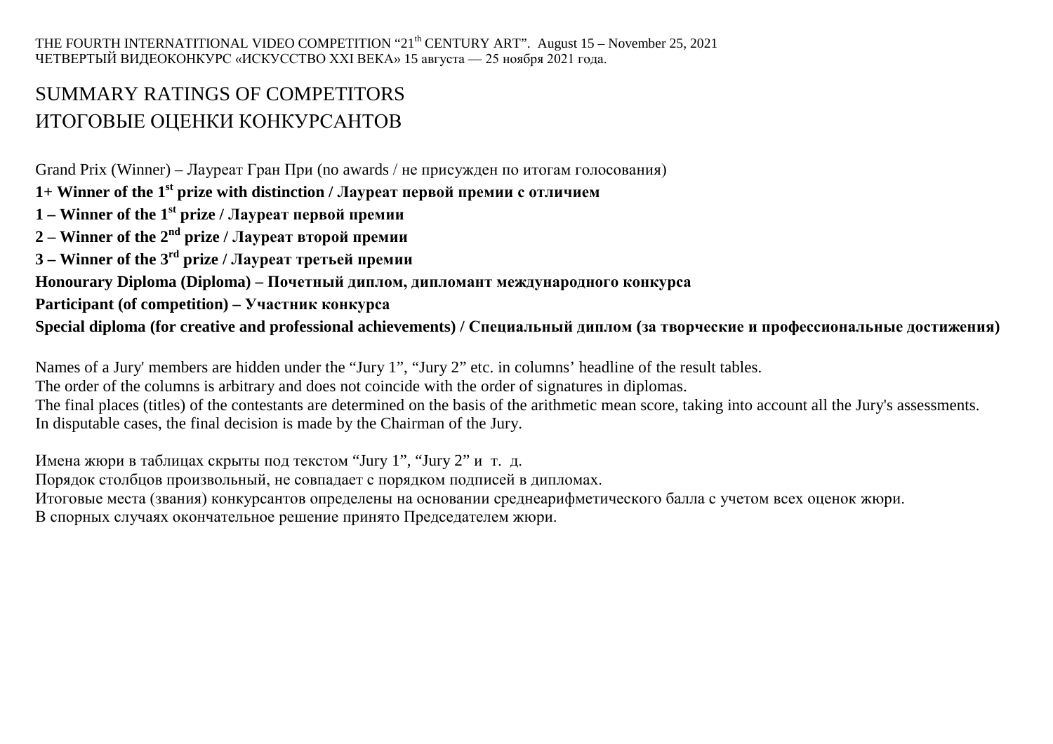THE FOURTH INTERNATITIONAL VIDEO COMPETITION “21th CENTURY ART”. August 15 – November 25, 2021
ЧЕТВЕРТЫЙ ВИДЕОКОНКУРС «ИСКУССТВО XXI ВЕКА» 15 августа — 25 ноября 2021 года.

# SUMMARY RATINGS OF COMPETITORS
# ИТОГОВЫЕ ОЦЕНКИ КОНКУРСАНТОВ

Grand Prix (Winner) – Лауреат Гран При (no awards / не присужден по итогам голосования)

**1+ Winner of the 1st prize with distinction / Лауреат первой премии с отличием**

**1 – Winner of the 1st prize / Лауреат первой премии**

**2 – Winner of the 2nd prize / Лауреат второй премии**

**3 – Winner of the 3rd prize / Лауреат третьей премии**

**Honourary Diploma (Diploma) – Почетный диплом, дипломант международного конкурса**

**Participant (of competition) – Участник конкурса**

**Special diploma (for creative and professional achievements) / Специальный диплом (за творческие и профессиональные достижения)**

Names of a Jury' members are hidden under the “Jury 1”, “Jury 2” etc. in columns’ headline of the result tables.
The order of the columns is arbitrary and does not coincide with the order of signatures in diplomas.
The final places (titles) of the contestants are determined on the basis of the arithmetic mean score, taking into account all the Jury's assessments.
In disputable cases, the final decision is made by the Chairman of the Jury.

Имена жюри в таблицах скрыты под текстом “Jury 1”, “Jury 2” и т. д.
Порядок столбцов произвольный, не совпадает с порядком подписей в дипломах.
Итоговые места (звания) конкурсантов определены на основании среднеарифметического балла с учетом всех оценок жюри.
В спорных случаях окончательное решение принято Председателем жюри.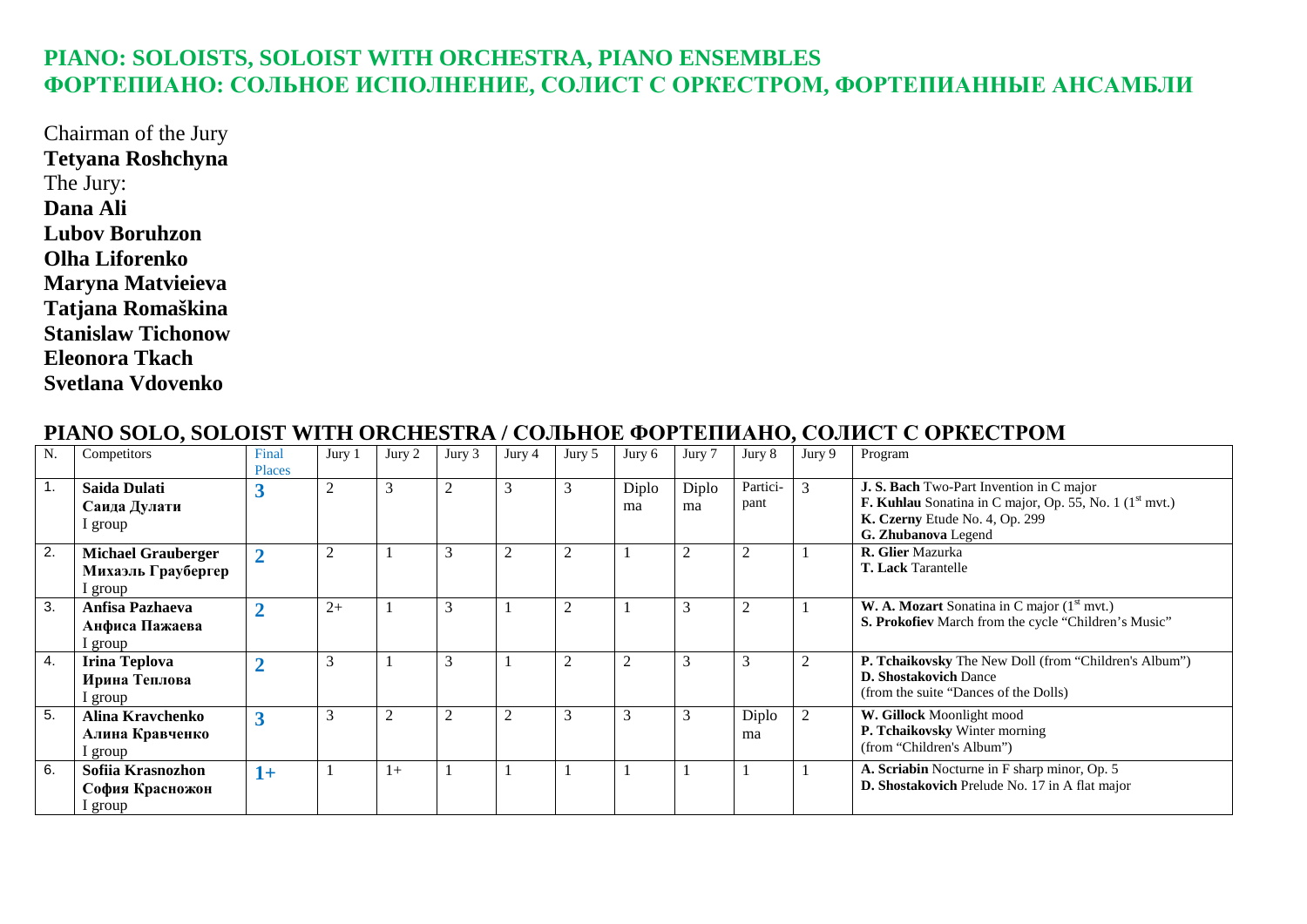# PIANO: SOLOISTS, SOLOIST WITH ORCHESTRA, PIANO ENSEMBLES
# ФОРТЕПИАНО: СОЛЬНОЕ ИСПОЛНЕНИЕ, СОЛИСТ С ОРКЕСТРОМ, ФОРТЕПИАННЫЕ АНСАМБЛИ

Chairman of the Jury
**Tetyana Roshchyna**
The Jury:
**Dana Ali**
**Lubov Boruhzon**
**Olha Liforenko**
**Maryna Matvieieva**
**Tatjana Romaškina**
**Stanislaw Tichonow**
**Eleonora Tkach**
**Svetlana Vdovenko**

## PIANO SOLO, SOLOIST WITH ORCHESTRA / СОЛЬНОЕ ФОРТЕПИАНО, СОЛИСТ С ОРКЕСТРОМ

| N. | Competitors | Final Places | Jury 1 | Jury 2 | Jury 3 | Jury 4 | Jury 5 | Jury 6 | Jury 7 | Jury 8 | Jury 9 | Program |
|---|---|---|---|---|---|---|---|---|---|---|---|---|
| 1. | **Saida Dulati** **Саида Дулати** I group | **3** | 2 | 3 | 2 | 3 | 3 | Diploma | Diploma | Participant | 3 | **J. S. Bach** Two-Part Invention in C major **F. Kuhlau** Sonatina in C major, Op. 55, No. 1 (1st mvt.) **K. Czerny** Etude No. 4, Op. 299 **G. Zhubanova** Legend |
| 2. | **Michael Grauberger** **Михаэль Грауберген** I group | **2** | 2 | 1 | 3 | 2 | 2 | 1 | 2 | 2 | 1 | **R. Glier** Mazurka **T. Lack** Tarantelle |
| 3. | **Anfisa Pazhaeva** **Анфиса Пажаева** I group | **2** | 2+ | 1 | 3 | 1 | 2 | 1 | 3 | 2 | 1 | **W. A. Mozart** Sonatina in C major (1st mvt.) **S. Prokofiev** March from the cycle "Children's Music" |
| 4. | **Irina Teplova** **Ирина Теплова** I group | **2** | 3 | 1 | 3 | 1 | 2 | 2 | 3 | 3 | 2 | **P. Tchaikovsky** The New Doll (from "Children's Album") **D. Shostakovich** Dance (from the suite "Dances of the Dolls) |
| 5. | **Alina Kravchenko** **Алина Кравченко** I group | **3** | 3 | 2 | 2 | 2 | 3 | 3 | 3 | Diploma | 2 | **W. Gillock** Moonlight mood **P. Tchaikovsky** Winter morning (from "Children's Album") |
| 6. | **Sofiia Krasnozhon** **София Красножон** I group | **1+** | 1 | 1+ | 1 | 1 | 1 | 1 | 1 | 1 | 1 | **A. Scriabin** Nocturne in F sharp minor, Op. 5 **D. Shostakovich** Prelude No. 17 in A flat major |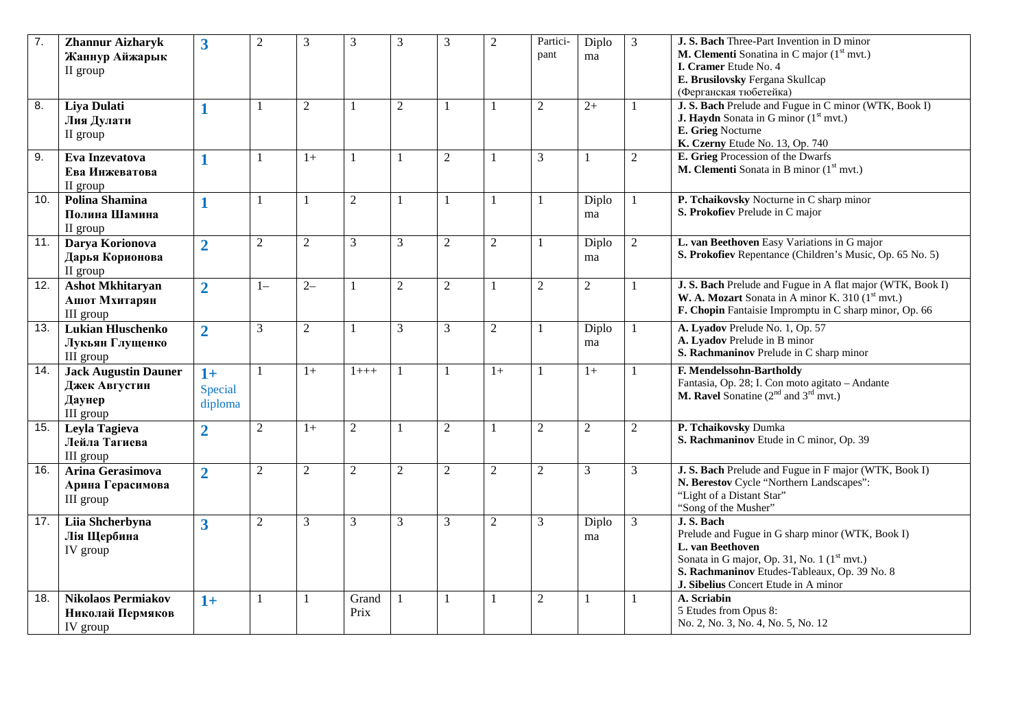| | | | | | | | | | | | | |
|---|---|---|---|---|---|---|---|---|---|---|---|---|
| 7. | **Zhannur Aizharyk**<br>**Жаннур Айжарык**<br>II group | **3** | 2 | 3 | 3 | 3 | 3 | 2 | Partici-pant | Diploma | 3 | **J. S. Bach** Three-Part Invention in D minor<br>**M. Clementi** Sonatina in C major (1st mvt.)<br>**I. Cramer** Etude No. 4<br>**E. Brusilovsky** Fergana Skullcap (Ферганская тюбетейка) |
| 8. | **Liya Dulati**<br>**Лия Дулати**<br>II group | **1** | 1 | 2 | 1 | 2 | 1 | 1 | 2 | 2+ | 1 | **J. S. Bach** Prelude and Fugue in C minor (WTK, Book I)<br>**J. Haydn** Sonata in G minor (1st mvt.)<br>**E. Grieg** Nocturne<br>**K. Czerny** Etude No. 13, Op. 740 |
| 9. | **Eva Inzevatova**<br>**Ева Инжеватова**<br>II group | **1** | 1 | 1+ | 1 | 1 | 2 | 1 | 3 | 1 | 2 | **E. Grieg** Procession of the Dwarfs<br>**M. Clementi** Sonata in B minor (1st mvt.) |
| 10. | **Polina Shamina**<br>**Полина Шамина**<br>II group | **1** | 1 | 1 | 2 | 1 | 1 | 1 | 1 | Diploma | 1 | **P. Tchaikovsky** Nocturne in C sharp minor<br>**S. Prokofiev** Prelude in C major |
| 11. | **Darya Korionova**<br>**Дарья Корионова**<br>II group | **2** | 2 | 2 | 3 | 3 | 2 | 2 | 1 | Diploma | 2 | **L. van Beethoven** Easy Variations in G major<br>**S. Prokofiev** Repentance (Children's Music, Op. 65 No. 5) |
| 12. | **Ashot Mkhitaryan**<br>**Ашот Мхитарян**<br>III group | **2** | 1– | 2– | 1 | 2 | 2 | 1 | 2 | 2 | 1 | **J. S. Bach** Prelude and Fugue in A flat major (WTK, Book I)<br>**W. A. Mozart** Sonata in A minor K. 310 (1st mvt.)<br>**F. Chopin** Fantaisie Impromptu in C sharp minor, Op. 66 |
| 13. | **Lukian Hluschenko**<br>**Лукьян Глущенко**<br>III group | **2** | 3 | 2 | 1 | 3 | 3 | 2 | 1 | Diploma | 1 | **A. Lyadov** Prelude No. 1, Op. 57<br>**A. Lyadov** Prelude in B minor<br>**S. Rachmaninov** Prelude in C sharp minor |
| 14. | **Jack Augustin Dauner**<br>**Джек Августин Даунер**<br>III group | **1+**<br>Special diploma | 1 | 1+ | 1+++ | 1 | 1 | 1+ | 1 | 1+ | 1 | **F. Mendelssohn-Bartholdy**<br>Fantasia, Op. 28; I. Con moto agitato – Andante<br>**M. Ravel** Sonatine (2nd and 3rd mvt.) |
| 15. | **Leyla Tagieva**<br>**Лейла Тагиева**<br>III group | **2** | 2 | 1+ | 2 | 1 | 2 | 1 | 2 | 2 | 2 | **P. Tchaikovsky** Dumka<br>**S. Rachmaninov** Etude in C minor, Op. 39 |
| 16. | **Arina Gerasimova**<br>**Арина Герасимова**<br>III group | **2** | 2 | 2 | 2 | 2 | 2 | 2 | 2 | 3 | 3 | **J. S. Bach** Prelude and Fugue in F major (WTK, Book I)<br>**N. Berestov** Cycle "Northern Landscapes":<br>"Light of a Distant Star"<br>"Song of the Musher" |
| 17. | **Liia Shcherbyna**<br>**Лія Щербина**<br>IV group | **3** | 2 | 3 | 3 | 3 | 3 | 2 | 3 | Diploma | 3 | **J. S. Bach**<br>Prelude and Fugue in G sharp minor (WTK, Book I)<br>**L. van Beethoven**<br>Sonata in G major, Op. 31, No. 1 (1st mvt.)<br>**S. Rachmaninov** Etudes-Tableaux, Op. 39 No. 8<br>**J. Sibelius** Concert Etude in A minor |
| 18. | **Nikolaos Permiakov**<br>**Николай Пермяков**<br>IV group | **1+** | 1 | 1 | Grand Prix | 1 | 1 | 1 | 2 | 1 | 1 | **A. Scriabin**<br>5 Etudes from Opus 8:<br>No. 2, No. 3, No. 4, No. 5, No. 12 |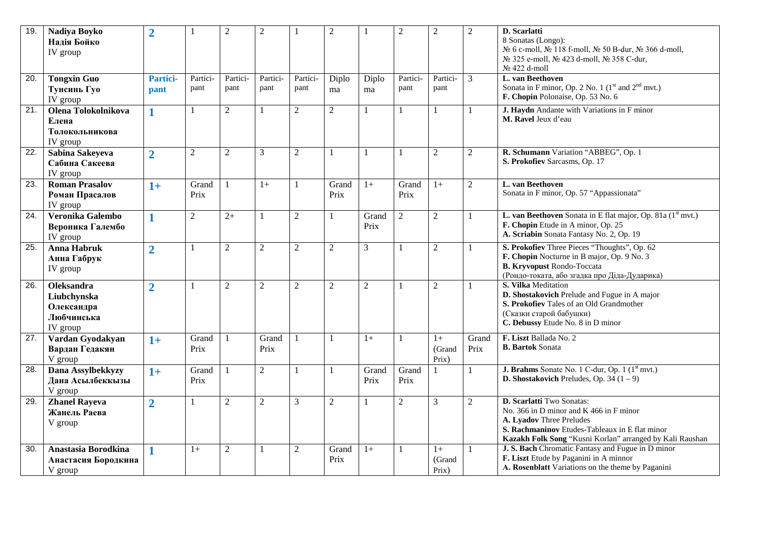| | | | | | | | | | | | | |
|---|---|---|---|---|---|---|---|---|---|---|---|---|
| 19. | **Nadiya Boyko** **Надія Бойко** IV group | **2** | 1 | 2 | 2 | 1 | 2 | 1 | 2 | 2 | 2 | **D. Scarlatti** 8 Sonatas (Longo): № 6 c-moll, № 118 f-moll, № 50 B-dur, № 366 d-moll, № 325 e-moll, № 423 d-moll, № 358 C-dur, № 422 d-moll |
| 20. | **Tongxin Guo** **Тунсинь Гуо** IV group | **Partici-pant** | Partici-pant | Partici-pant | Partici-pant | Partici-pant | Diploma | Diploma | Partici-pant | Partici-pant | 3 | **L. van Beethoven** Sonata in F minor, Op. 2 No. 1 (1st and 2nd mvt.) **F. Chopin** Polonaise, Op. 53 No. 6 |
| 21. | **Olena Tolokolnikova** **Елена Толокольникова** IV group | **1** | 1 | 2 | 1 | 2 | 2 | 1 | 1 | 1 | 1 | **J. Haydn** Andante with Variations in F minor **M. Ravel** Jeux d'eau |
| 22. | **Sabina Sakeyeva** **Сабина Сакеева** IV group | **2** | 2 | 2 | 3 | 2 | 1 | 1 | 1 | 2 | 2 | **R. Schumann** Variation "ABBEG", Op. 1 **S. Prokofiev** Sarcasms, Op. 17 |
| 23. | **Roman Prasalov** **Роман Прасалов** IV group | **1+** | Grand Prix | 1 | 1+ | 1 | Grand Prix | 1+ | Grand Prix | 1+ | 2 | **L. van Beethoven** Sonata in F minor, Op. 57 "Appassionata" |
| 24. | **Veronika Galembo** **Вероника Галембо** IV group | **1** | 2 | 2+ | 1 | 2 | 1 | Grand Prix | 2 | 2 | 1 | **L. van Beethoven** Sonata in E flat major, Op. 81a (1st mvt.) **F. Chopin** Etude in A minor, Op. 25 **A. Scriabin** Sonata Fantasy No. 2, Op. 19 |
| 25. | **Anna Habruk** **Анна Габрук** IV group | **2** | 1 | 2 | 2 | 2 | 2 | 3 | 1 | 2 | 1 | **S. Prokofiev** Three Pieces "Thoughts", Op. 62 **F. Chopin** Nocturne in B major, Op. 9 No. 3 **B. Kryvopust** Rondo-Toccata (Рондо-токата, або згадка про Діда-Дударика) |
| 26. | **Oleksandra Liubchynska** **Олександра Любчинська** IV group | **2** | 1 | 2 | 2 | 2 | 2 | 2 | 1 | 2 | 1 | **S. Vilka** Meditation **D. Shostakovich** Prelude and Fugue in A major **S. Prokofiev** Tales of an Old Grandmother (Сказки старой бабушки) **C. Debussy** Etude No. 8 in D minor |
| 27. | **Vardan Gyodakyan** **Вардан Гедакян** V group | **1+** | Grand Prix | 1 | Grand Prix | 1 | 1 | 1+ | 1 | 1+ (Grand Prix) | Grand Prix | **F. Liszt** Ballada No. 2 **B. Bartok** Sonata |
| 28. | **Dana Assylbekkyzy** **Дана Асылбеккызы** V group | **1+** | Grand Prix | 1 | 2 | 1 | 1 | Grand Prix | Grand Prix | 1 | 1 | **J. Brahms** Sonate No. 1 C-dur, Op. 1 (1st mvt.) **D. Shostakovich** Preludes, Op. 34 (1 – 9) |
| 29. | **Zhanel Rayeva** **Жанель Раева** V group | **2** | 1 | 2 | 2 | 3 | 2 | 1 | 2 | 3 | 2 | **D. Scarlatti** Two Sonatas: No. 366 in D minor and K 466 in F minor **A. Lyadov** Three Preludes **S. Rachmaninov** Etudes-Tableaux in E flat minor **Kazakh Folk Song** "Kusni Korlan" arranged by Kali Raushan |
| 30. | **Anastasia Borodkina** **Анастасия Бородкина** V group | **1** | 1+ | 2 | 1 | 2 | Grand Prix | 1+ | 1 | 1+ (Grand Prix) | 1 | **J. S. Bach** Chromatic Fantasy and Fugue in D minor **F. Liszt** Etude by Paganini in A minnor **A. Rosenblatt** Variations on the theme by Paganini |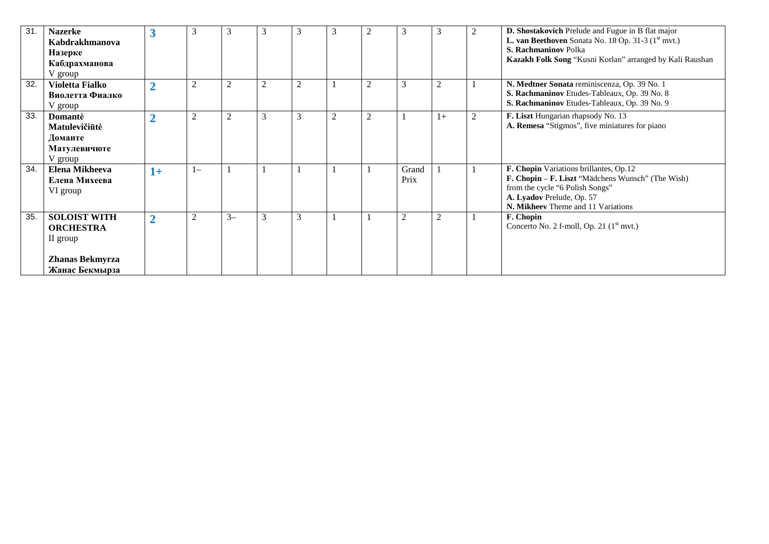| | | | | | | | | | | | | |
|---|---|---|---|---|---|---|---|---|---|---|---|---|
| 31. | **Nazerke Kabdrakhmanova**<br>**Назерке Кабдрахманова**<br>V group | **3** | 3 | 3 | 3 | 3 | 3 | 2 | 3 | 3 | 2 | **D. Shostakovich** Prelude and Fugue in B flat major<br>**L. van Beethoven** Sonata No. 18 Op. 31-3 (1st mvt.)<br>**S. Rachmaninov** Polka<br>**Kazakh Folk Song** "Kusni Korlan" arranged by Kali Raushan |
| 32. | **Violetta Fialko**<br>**Виолетта Фиалко**<br>V group | **2** | 2 | 2 | 2 | 2 | 1 | 2 | 3 | 2 | 1 | **N. Medtner Sonata** reminiscenza, Op. 39 No. 1<br>**S. Rachmaninov** Etudes-Tableaux, Op. 39 No. 8<br>**S. Rachmaninov** Etudes-Tableaux, Op. 39 No. 9 |
| 33. | **Domantė Matulevičiūtė**<br>**Доманте Матулевичюте**<br>V group | **2** | 2 | 2 | 3 | 3 | 2 | 2 | 1 | 1+ | 2 | **F. Liszt** Hungarian rhapsody No. 13<br>**A. Remesa** "Stigmos", five miniatures for piano |
| 34. | **Elena Mikheeva**<br>**Елена Михеева**<br>VI group | **1+** | 1– | 1 | 1 | 1 | 1 | 1 | Grand Prix | 1 | 1 | **F. Chopin** Variations brillantes, Op.12<br>**F. Chopin – F. Liszt** "Mädchens Wunsch" (The Wish) from the cycle "6 Polish Songs"<br>**A. Lyadov** Prelude, Op. 57<br>**N. Mikheev** Theme and 11 Variations |
| 35. | **SOLOIST WITH ORCHESTRA**<br>II group<br><br>**Zhanas Bekmyrza**<br>**Жанас Бекмырза** | **2** | 2 | 3– | 3 | 3 | 1 | 1 | 2 | 2 | 1 | **F. Chopin**<br>Concerto No. 2 f-moll, Op. 21 (1st mvt.) |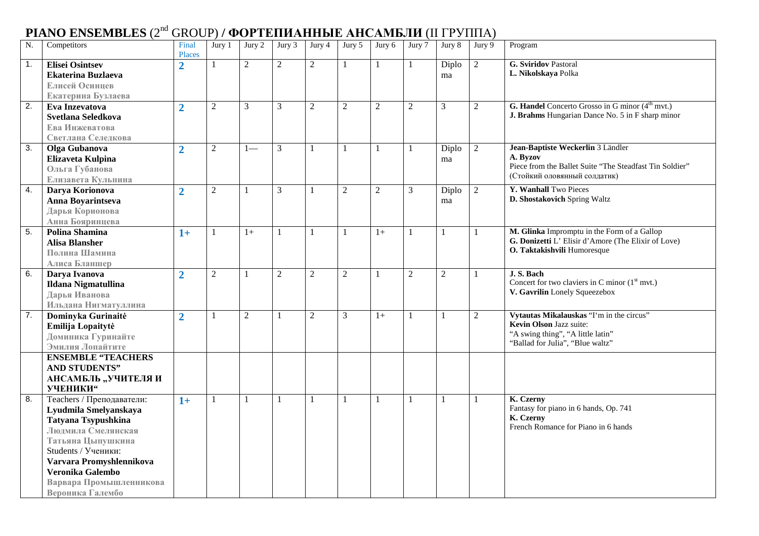# PIANO ENSEMBLES (2[nd] GROUP) / ФОРТЕПИАННЫЕ АНСАМБЛИ (II ГРУППА)

| N. | Competitors | Final Places | Jury 1 | Jury 2 | Jury 3 | Jury 4 | Jury 5 | Jury 6 | Jury 7 | Jury 8 | Jury 9 | Program |
|---|---|---|---|---|---|---|---|---|---|---|---|---|
| 1. | **Elisei Osintsev**<br>**Ekaterina Buzlaeva**<br>**Елисей Осинцев**<br>**Екатерина Бузлаева** | **2** | 1 | 2 | 2 | 2 | 1 | 1 | 1 | Diploma | 2 | **G. Sviridov** Pastoral<br>**L. Nikolskaya** Polka |
| 2. | **Eva Inzevatova**<br>**Svetlana Seledkova**<br>**Ева Инжеватова**<br>**Светлана Селедкова** | **2** | 2 | 3 | 3 | 2 | 2 | 2 | 2 | 3 | 2 | **G. Handel** Concerto Grosso in G minor (4[th] mvt.)<br>**J. Brahms** Hungarian Dance No. 5 in F sharp minor |
| 3. | **Olga Gubanova**<br>**Elizaveta Kulpina**<br>**Ольга Губанова**<br>**Елизавета Кульпина** | **2** | 2 | 1— | 3 | 1 | 1 | 1 | 1 | Diploma | 2 | **Jean-Baptiste Weckerlin** 3 Ländler<br>**A. Byzov**<br>Piece from the Ballet Suite "The Steadfast Tin Soldier" (Стойкий оловянный солдатик) |
| 4. | **Darya Korionova**<br>**Anna Boyarintseva**<br>**Дарья Корионова**<br>**Анна Бояринцева** | **2** | 2 | 1 | 3 | 1 | 2 | 2 | 3 | Diploma | 2 | **Y. Wanhall** Two Pieces<br>**D. Shostakovich** Spring Waltz |
| 5. | **Polina Shamina**<br>**Alisa Blansher**<br>**Полина Шамина**<br>**Алиса Бланшер** | **1+** | 1 | 1+ | 1 | 1 | 1 | 1+ | 1 | 1 | 1 | **M. Glinka** Impromptu in the Form of a Gallop<br>**G. Donizetti** L' Elisir d'Amore (The Elixir of Love)<br>**O. Taktakishvili** Humoresque |
| 6. | **Darya Ivanova**<br>**Ildana Nigmatullina**<br>**Дарья Иванова**<br>**Ильдана Нигматуллина** | **2** | 2 | 1 | 2 | 2 | 2 | 1 | 2 | 2 | 1 | **J. S. Bach**<br>Concert for two claviers in C minor (1[st] mvt.)<br>**V. Gavrilin** Lonely Squeezebox |
| 7. | **Dominyka Gurinaitė**<br>**Emilija Lopaitytė**<br>**Доминика Гуринайте**<br>**Эмилия Лопайтите** | **2** | 1 | 2 | 1 | 2 | 3 | 1+ | 1 | 1 | 2 | **Vytautas Mikalauskas** "I'm in the circus"<br>**Kevin Olson** Jazz suite:<br>"A swing thing", "A little latin"<br>"Ballad for Julia", "Blue waltz" |
| | **ENSEMBLE "TEACHERS AND STUDENTS"**<br>**АНСАМБЛЬ „УЧИТЕЛЯ И УЧЕНИКИ"** | | | | | | | | | | | |
| 8. | Teachers / Преподаватели:<br>**Lyudmila Smelyanskaya**<br>**Tatyana Tsypushkina**<br>**Людмила Смелянская**<br>**Татьяна Цыпушкина**<br>Students / Ученики:<br>**Varvara Promyshlennikova**<br>**Veronika Galembo**<br>**Варвара Промышленникова**<br>**Вероника Галембо** | **1+** | 1 | 1 | 1 | 1 | 1 | 1 | 1 | 1 | 1 | **K. Czerny**<br>Fantasy for piano in 6 hands, Op. 741<br>**K. Czerny**<br>French Romance for Piano in 6 hands |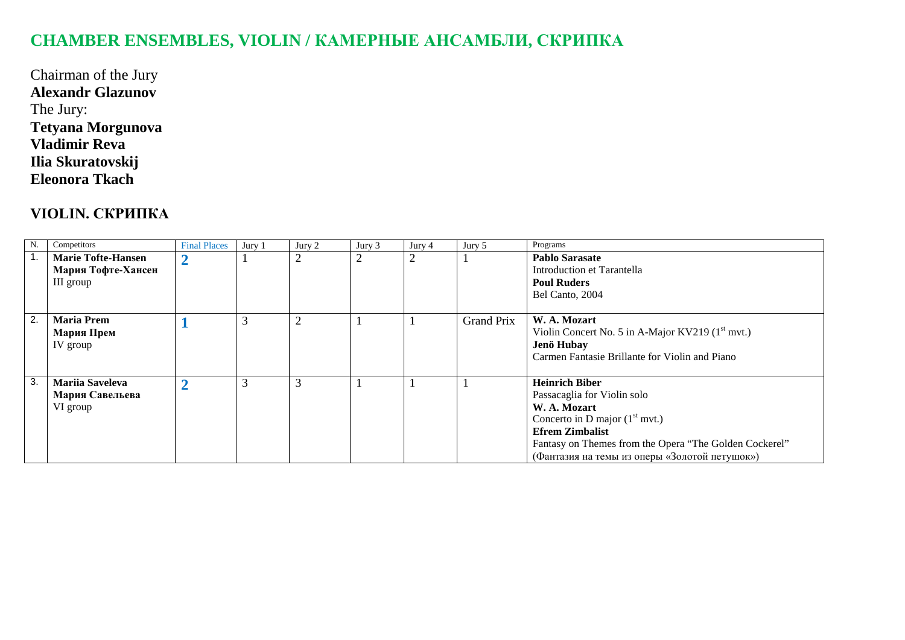## CHAMBER ENSEMBLES, VIOLIN / КАМЕРНЫЕ АНСАМБЛИ, СКРИПКА

Chairman of the Jury
**Alexandr Glazunov**
The Jury:
**Tetyana Morgunova**
**Vladimir Reva**
**Ilia Skuratovskij**
**Eleonora Tkach**

### VIOLIN. СКРИПКА

| N. | Competitors | Final Places | Jury 1 | Jury 2 | Jury 3 | Jury 4 | Jury 5 | Programs |
|---|---|---|---|---|---|---|---|---|
| 1. | **Marie Tofte-Hansen** **Мария Тофте-Хансен** III group | **2** | 1 | 2 | 2 | 2 | 1 | **Pablo Sarasate** Introduction et Tarantella **Poul Ruders** Bel Canto, 2004 |
| 2. | **Maria Prem** **Мария Прем** IV group | **1** | 3 | 2 | 1 | 1 | Grand Prix | **W. A. Mozart** Violin Concert No. 5 in A-Major KV219 (1st mvt.) **Jenö Hubay** Carmen Fantasie Brillante for Violin and Piano |
| 3. | **Mariia Saveleva** **Мария Савельева** VI group | **2** | 3 | 3 | 1 | 1 | 1 | **Heinrich Biber** Passacaglia for Violin solo **W. A. Mozart** Concerto in D major (1st mvt.) **Efrem Zimbalist** Fantasy on Themes from the Opera "The Golden Cockerel" (Фантазия на темы из оперы «Золотой петушок») |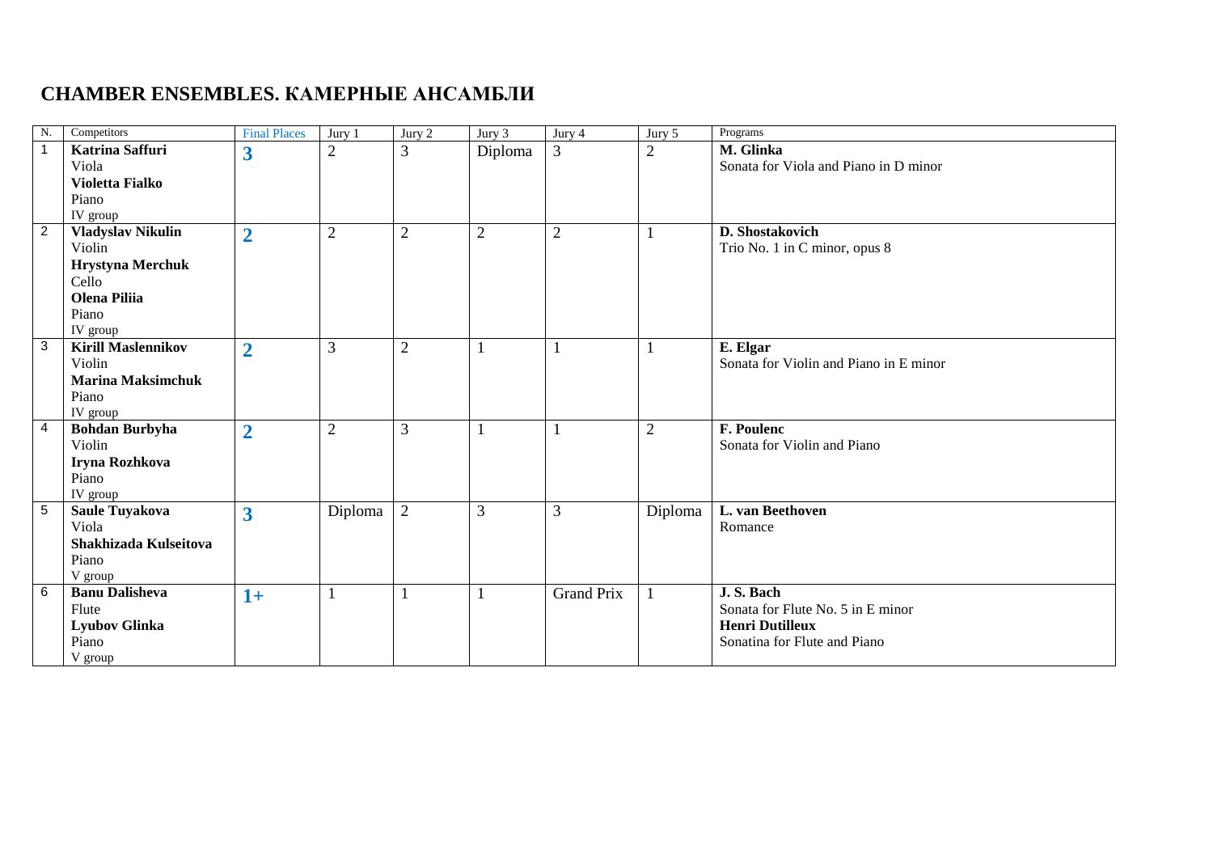## CHAMBER ENSEMBLES. КАМЕРНЫЕ АНСАМБЛИ

| N. | Competitors | Final Places | Jury 1 | Jury 2 | Jury 3 | Jury 4 | Jury 5 | Programs |
|---|---|---|---|---|---|---|---|---|
| 1 | **Katrina Saffuri**<br>Viola<br>**Violetta Fialko**<br>Piano<br>IV group | **3** | 2 | 3 | Diploma | 3 | 2 | **M. Glinka**<br>Sonata for Viola and Piano in D minor |
| 2 | **Vladyslav Nikulin**<br>Violin<br>**Hrystyna Merchuk**<br>Cello<br>**Olena Piliia**<br>Piano<br>IV group | **2** | 2 | 2 | 2 | 2 | 1 | **D. Shostakovich**<br>Trio No. 1 in C minor, opus 8 |
| 3 | **Kirill Maslennikov**<br>Violin<br>**Marina Maksimchuk**<br>Piano<br>IV group | **2** | 3 | 2 | 1 | 1 | 1 | **E. Elgar**<br>Sonata for Violin and Piano in E minor |
| 4 | **Bohdan Burbyha**<br>Violin<br>**Iryna Rozhkova**<br>Piano<br>IV group | **2** | 2 | 3 | 1 | 1 | 2 | **F. Poulenc**<br>Sonata for Violin and Piano |
| 5 | **Saule Tuyakova**<br>Viola<br>**Shakhizada Kulseitova**<br>Piano<br>V group | **3** | Diploma | 2 | 3 | 3 | Diploma | **L. van Beethoven**<br>Romance |
| 6 | **Banu Dalisheva**<br>Flute<br>**Lyubov Glinka**<br>Piano<br>V group | **1+** | 1 | 1 | 1 | Grand Prix | 1 | **J. S. Bach**<br>Sonata for Flute No. 5 in E minor<br>**Henri Dutilleux**<br>Sonatina for Flute and Piano |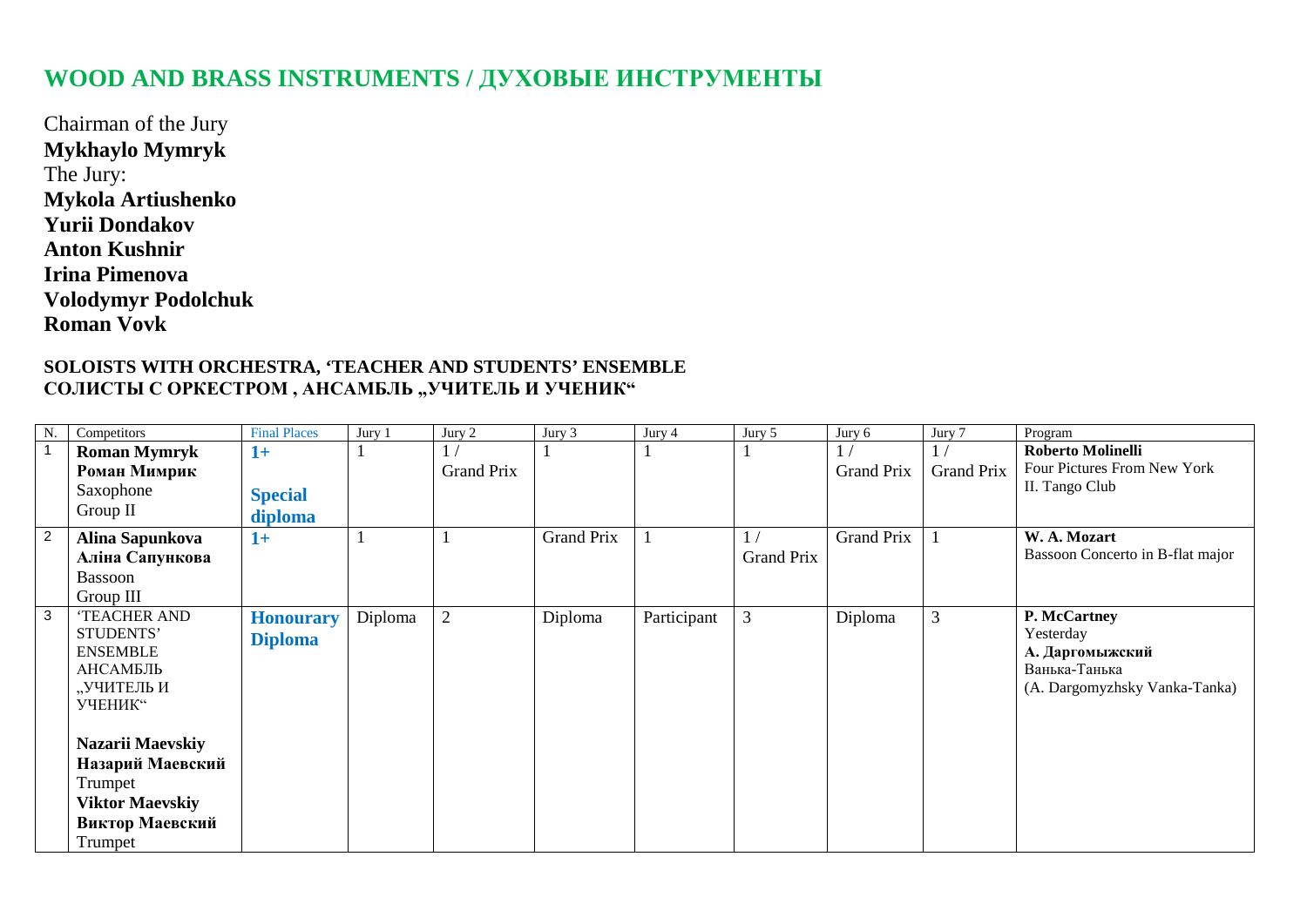# WOOD AND BRASS INSTRUMENTS / ДУХОВЫЕ ИНСТРУМЕНТЫ

Chairman of the Jury
**Mykhaylo Mymryk**
The Jury:
**Mykola Artiushenko**
**Yurii Dondakov**
**Anton Kushnir**
**Irina Pimenova**
**Volodymyr Podolchuk**
**Roman Vovk**

### SOLOISTS WITH ORCHESTRA, 'TEACHER AND STUDENTS' ENSEMBLE
### СОЛИСТЫ С ОРКЕСТРОМ , АНСАМБЛЬ „УЧИТЕЛЬ И УЧЕНИК"

| N. | Competitors | Final Places | Jury 1 | Jury 2 | Jury 3 | Jury 4 | Jury 5 | Jury 6 | Jury 7 | Program |
|---|---|---|---|---|---|---|---|---|---|---|
| 1 | **Roman Mymryk**<br>**Роман Мимрик**<br>Saxophone<br>Group II | **1+**<br><br>**Special diploma** | 1 | 1 /<br>Grand Prix | 1 | 1 | 1 | 1 /<br>Grand Prix | 1 /<br>Grand Prix | **Roberto Molinelli**<br>Four Pictures From New York<br>II. Tango Club |
| 2 | **Alina Sapunkova**<br>**Аліна Сапункова**<br>Bassoon<br>Group III | **1+** | 1 | 1 | Grand Prix | 1 | 1 /<br>Grand Prix | Grand Prix | 1 | **W. A. Mozart**<br>Bassoon Concerto in B-flat major |
| 3 | 'TEACHER AND STUDENTS' ENSEMBLE<br>АНСАМБЛЬ „УЧИТЕЛЬ И УЧЕНИК"<br><br>**Nazarii Maevskiy**<br>**Назарий Маевский**<br>Trumpet<br>**Viktor Maevskiy**<br>**Виктор Маевский**<br>Trumpet | **Honourary Diploma** | Diploma | 2 | Diploma | Participant | 3 | Diploma | 3 | **P. McCartney**<br>Yesterday<br>**А. Даргомыжский**<br>Ванька-Танька<br>(A. Dargomyzhsky Vanka-Tanka) |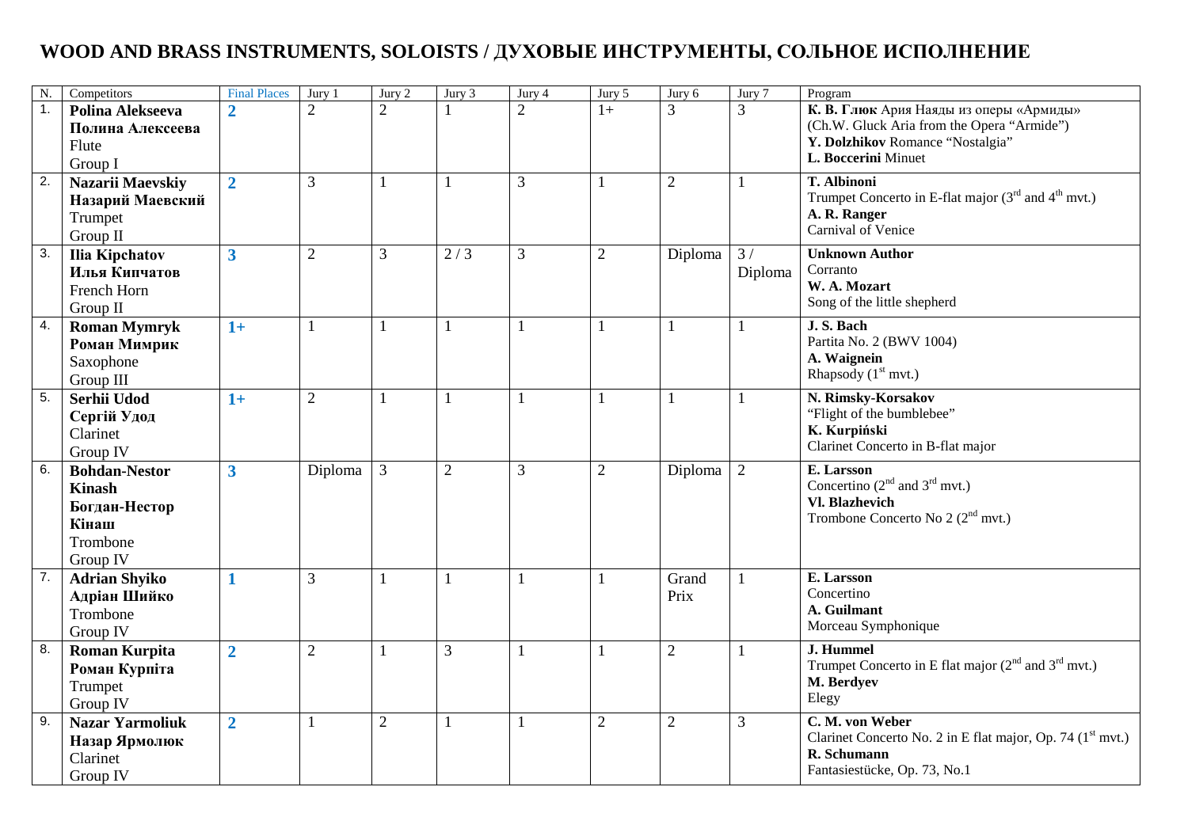# WOOD AND BRASS INSTRUMENTS, SOLOISTS / ДУХОВЫЕ ИНСТРУМЕНТЫ, СОЛЬНОЕ ИСПОЛНЕНИЕ

| N. | Competitors | Final Places | Jury 1 | Jury 2 | Jury 3 | Jury 4 | Jury 5 | Jury 6 | Jury 7 | Program |
|---|---|---|---|---|---|---|---|---|---|---|
| 1. | **Polina Alekseeva** **Полина Алексеева** Flute Group I | **2** | 2 | 2 | 1 | 2 | 1+ | 3 | 3 | **К. В. Глюк** Ария Наяды из оперы «Армиды» (Ch.W. Gluck Aria from the Opera “Armide”) **Y. Dolzhikov** Romance “Nostalgia” **L. Boccerini** Minuet |
| 2. | **Nazarii Maevskiy** **Назарий Маевский** Trumpet Group II | **2** | 3 | 1 | 1 | 3 | 1 | 2 | 1 | **T. Albinoni** Trumpet Concerto in E-flat major (3rd and 4th mvt.) **A. R. Ranger** Carnival of Venice |
| 3. | **Ilia Kipchatov** **Илья Кипчатов** French Horn Group II | **3** | 2 | 3 | 2 / 3 | 3 | 2 | Diploma | 3 / Diploma | **Unknown Author** Corranto **W. A. Mozart** Song of the little shepherd |
| 4. | **Roman Mymryk** **Роман Мимрик** Saxophone Group III | **1+** | 1 | 1 | 1 | 1 | 1 | 1 | 1 | **J. S. Bach** Partita No. 2 (BWV 1004) **A. Waignein** Rhapsody (1st mvt.) |
| 5. | **Serhii Udod** **Сергій Удод** Clarinet Group IV | **1+** | 2 | 1 | 1 | 1 | 1 | 1 | 1 | **N. Rimsky-Korsakov** “Flight of the bumblebee” **K. Kurpiński** Clarinet Concerto in B-flat major |
| 6. | **Bohdan-Nestor Kinash** **Богдан-Нестор Кінаш** Trombone Group IV | **3** | Diploma | 3 | 2 | 3 | 2 | Diploma | 2 | **E. Larsson** Concertino (2nd and 3rd mvt.) **Vl. Blazhevich** Trombone Concerto No 2 (2nd mvt.) |
| 7. | **Adrian Shyiko** **Адріан Шийко** Trombone Group IV | **1** | 3 | 1 | 1 | 1 | 1 | Grand Prix | 1 | **E. Larsson** Concertino **A. Guilmant** Morceau Symphonique |
| 8. | **Roman Kurpita** **Роман Курпіта** Trumpet Group IV | **2** | 2 | 1 | 3 | 1 | 1 | 2 | 1 | **J. Hummel** Trumpet Concerto in E flat major (2nd and 3rd mvt.) **M. Berdyev** Elegy |
| 9. | **Nazar Yarmoliuk** **Назар Ярмолюк** Clarinet Group IV | **2** | 1 | 2 | 1 | 1 | 2 | 2 | 3 | **C. M. von Weber** Clarinet Concerto No. 2 in E flat major, Op. 74 (1st mvt.) **R. Schumann** Fantasiestücke, Op. 73, No.1 |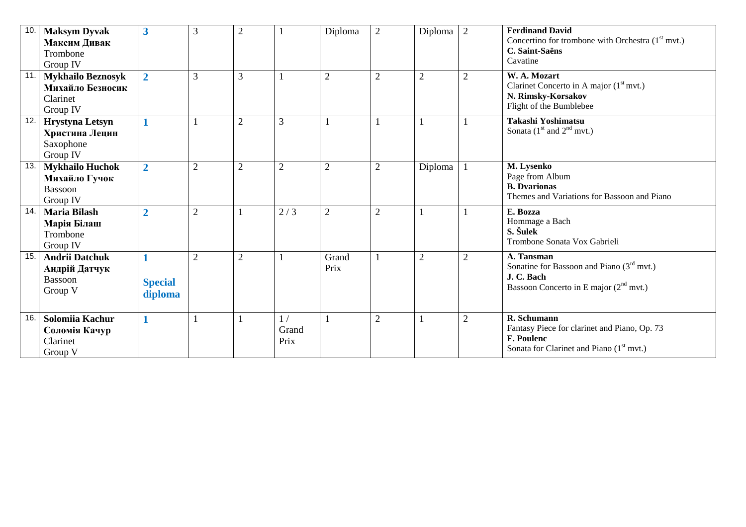| | | | | | | | | | | |
|---|---|---|---|---|---|---|---|---|---|---|
| 10. | **Maksym Dyvak**<br>**Максим Дивак**<br>Trombone<br>Group IV | **3** | 3 | 2 | 1 | Diploma | 2 | Diploma | 2 | **Ferdinand David**<br>Concertino for trombone with Orchestra (1st mvt.)<br>**C. Saint-Saëns**<br>Cavatine |
| 11. | **Mykhailo Beznosyk**<br>**Михайло Безносик**<br>Clarinet<br>Group IV | **2** | 3 | 3 | 1 | 2 | 2 | 2 | 2 | **W. A. Mozart**<br>Clarinet Concerto in A major (1st mvt.)<br>**N. Rimsky-Korsakov**<br>Flight of the Bumblebee |
| 12. | **Hrystyna Letsyn**<br>**Христина Лецин**<br>Saxophone<br>Group IV | **1** | 1 | 2 | 3 | 1 | 1 | 1 | 1 | **Takashi Yoshimatsu**<br>Sonata (1st and 2nd mvt.) |
| 13. | **Mykhailo Huchok**<br>**Михайло Гучок**<br>Bassoon<br>Group IV | **2** | 2 | 2 | 2 | 2 | 2 | Diploma | 1 | **M. Lysenko**<br>Page from Album<br>**B. Dvarionas**<br>Themes and Variations for Bassoon and Piano |
| 14. | **Maria Bilash**<br>**Марія Білаш**<br>Trombone<br>Group IV | **2** | 2 | 1 | 2 / 3 | 2 | 2 | 1 | 1 | **E. Bozza**<br>Hommage a Bach<br>**S. Šulek**<br>Trombone Sonata Vox Gabrieli |
| 15. | **Andrii Datchuk**<br>**Андрій Датчук**<br>Bassoon<br>Group V | **1**<br>**Special diploma** | 2 | 2 | 1 | Grand Prix | 1 | 2 | 2 | **A. Tansman**<br>Sonatine for Bassoon and Piano (3rd mvt.)<br>**J. C. Bach**<br>Bassoon Concerto in E major (2nd mvt.) |
| 16. | **Solomiia Kachur**<br>**Соломія Качур**<br>Clarinet<br>Group V | **1** | 1 | 1 | 1 / Grand Prix | 1 | 2 | 1 | 2 | **R. Schumann**<br>Fantasy Piece for clarinet and Piano, Op. 73<br>**F. Poulenc**<br>Sonata for Clarinet and Piano (1st mvt.) |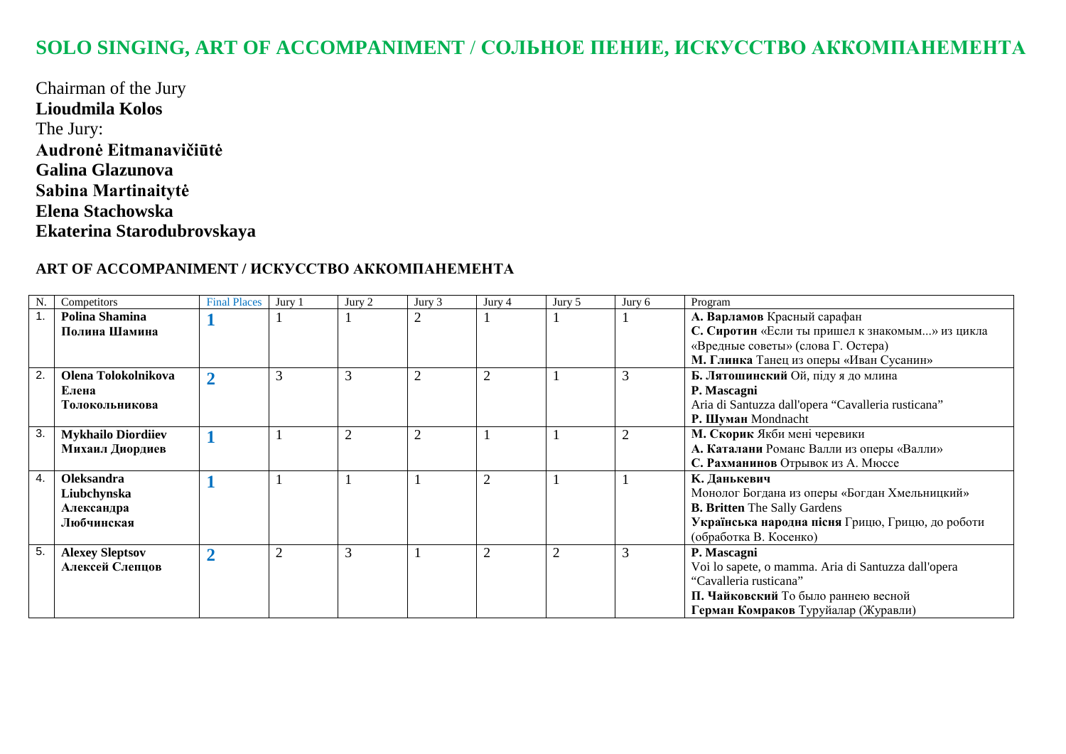# SOLO SINGING, ART OF ACCOMPANIMENT / СОЛЬНОЕ ПЕНИЕ, ИСКУССТВО АККОМПАНЕМЕНТА

Chairman of the Jury
**Lioudmila Kolos**
The Jury:
**Audronė Eitmanavičiūtė**
**Galina Glazunova**
**Sabina Martinaitytė**
**Elena Stachowska**
**Ekaterina Starodubrovskaya**

### ART OF ACCOMPANIMENT / ИСКУССТВО АККОМПАНЕМЕНТА

| N. | Competitors | Final Places | Jury 1 | Jury 2 | Jury 3 | Jury 4 | Jury 5 | Jury 6 | Program |
|---|---|---|---|---|---|---|---|---|---|
| 1. | **Polina Shamina Полина Шамина** | **1** | 1 | 1 | 2 | 1 | 1 | 1 | **А. Варламов** Красный сарафан **С. Сиротин** «Если ты пришел к знакомым...» из цикла «Вредные советы» (слова Г. Остера) **М. Глинка** Танец из оперы «Иван Сусанин» |
| 2. | **Olena Tolokolnikova Елена Толокольникова** | **2** | 3 | 3 | 2 | 2 | 1 | 3 | **Б. Лятошинский** Ой, піду я до млина **P. Mascagni** Aria di Santuzza dall'opera "Cavalleria rusticana" **Р. Шуман** Mondnacht |
| 3. | **Mykhailo Diordiiev Михаил Диордиев** | **1** | 1 | 2 | 2 | 1 | 1 | 2 | **М. Скорик** Якби мені черевики **А. Каталани** Романс Валли из оперы «Валли» **С. Рахманинов** Отрывок из А. Мюссе |
| 4. | **Oleksandra Liubchynska Александра Любчинская** | **1** | 1 | 1 | 1 | 2 | 1 | 1 | **К. Данькевич** Монолог Богдана из оперы «Богдан Хмельницкий» **B. Britten** The Sally Gardens **Українська народна пісня** Грицю, Грицю, до роботи (обработка В. Косенко) |
| 5. | **Alexey Sleptsov Алексей Слепцов** | **2** | 2 | 3 | 1 | 2 | 2 | 3 | **P. Mascagni** Voi lo sapete, o mamma. Aria di Santuzza dall'opera "Cavalleria rusticana" **П. Чайковский** То было раннею весной **Герман Комраков** Туруйалар (Журавли) |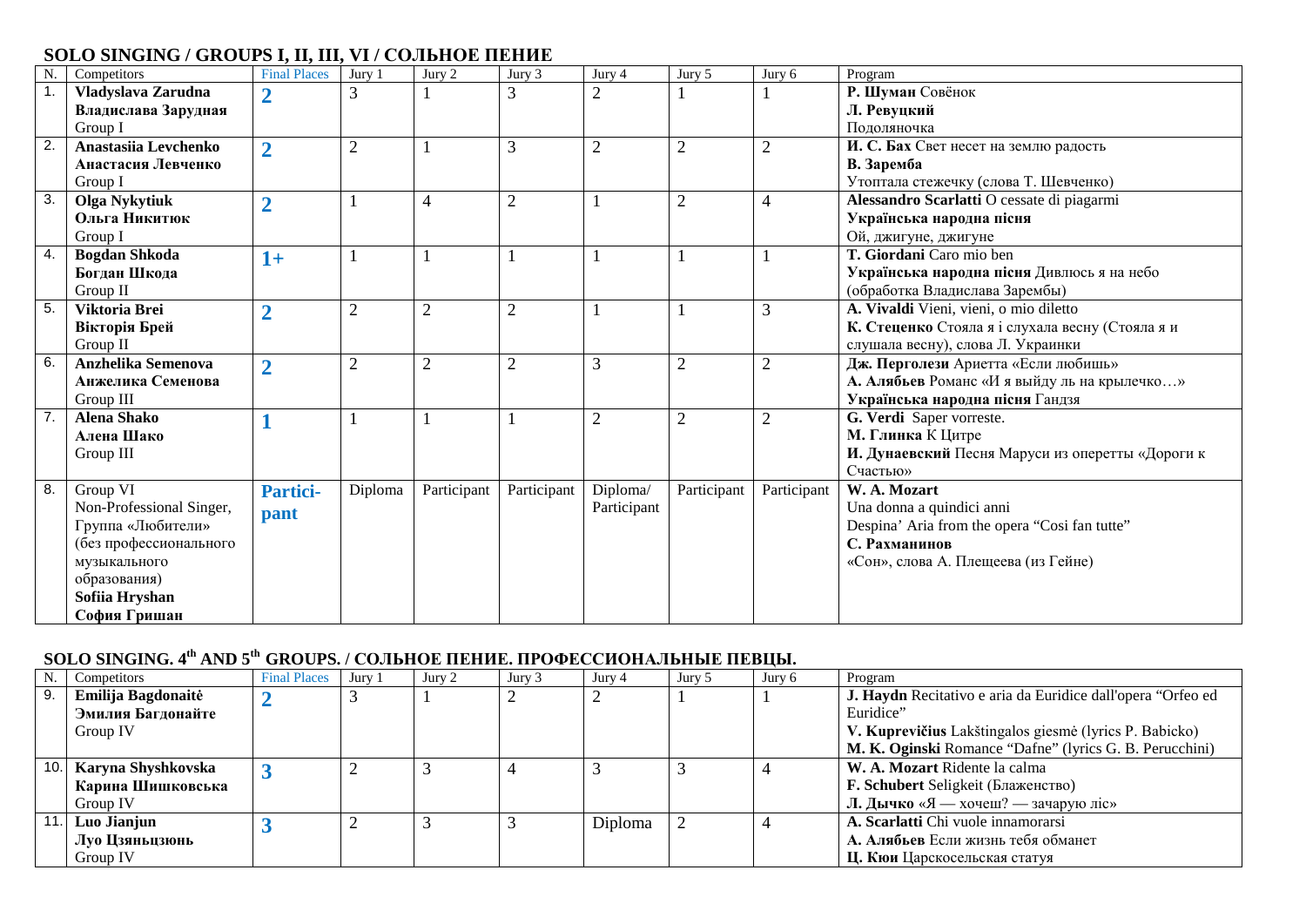## SOLO SINGING / GROUPS I, II, III, VI / СОЛЬНОЕ ПЕНИЕ

| N. | Competitors | Final Places | Jury 1 | Jury 2 | Jury 3 | Jury 4 | Jury 5 | Jury 6 | Program |
|---|---|---|---|---|---|---|---|---|---|
| 1. | **Vladyslava Zarudna** **Владислава Зарудная** Group I | **2** | 3 | 1 | 3 | 2 | 1 | 1 | **Р. Шуман** Совёнок **Л. Ревуцкий** Подоляночка |
| 2. | **Anastasiia Levchenko** **Анастасия Левченко** Group I | **2** | 2 | 1 | 3 | 2 | 2 | 2 | **И. С. Бах** Свет несет на землю радость **В. Заремба** Утоптала стежечку (слова Т. Шевченко) |
| 3. | **Olga Nykytiuk** **Ольга Никитюк** Group I | **2** | 1 | 4 | 2 | 1 | 2 | 4 | **Alessandro Scarlatti** O cessate di piagarmi **Українська народна пісня** Ой, джигуне, джигуне |
| 4. | **Bogdan Shkoda** **Богдан Шкода** Group II | **1+** | 1 | 1 | 1 | 1 | 1 | 1 | **T. Giordani** Caro mio ben **Українська народна пісня** Дивлюсь я на небо (обработка Владислава Зарембы) |
| 5. | **Viktoria Brei** **Вікторія Брей** Group II | **2** | 2 | 2 | 2 | 1 | 1 | 3 | **A. Vivaldi** Vieni, vieni, o mio diletto **К. Стеценко** Стояла я і слухала весну (Стояла я и слушала весну), слова Л. Украинки |
| 6. | **Anzhelika Semenova** **Анжелика Семенова** Group III | **2** | 2 | 2 | 2 | 3 | 2 | 2 | **Дж. Перголези** Ариетта «Если любишь» **А. Алябьев** Романс «И я выйду ль на крылечко…» **Українська народна пісня** Гандзя |
| 7. | **Alena Shako** **Алена Шако** Group III | **1** | 1 | 1 | 1 | 2 | 2 | 2 | **G. Verdi** Saper vorreste. **М. Глинка** К Цитре **И. Дунаевский** Песня Маруси из оперетты «Дороги к Счастью» |
| 8. | Group VI Non-Professional Singer, Группа «Любители» (без профессионального музыкального образования) **Sofiia Hryshan** **София Гришан** | **Partici-pant** | Diploma | Participant | Participant | Diploma/ Participant | Participant | Participant | **W. A. Mozart** Una donna a quindici anni Despina' Aria from the opera "Cosi fan tutte" **С. Рахманинов** «Сон», слова А. Плещеева (из Гейне) |

## SOLO SINGING. 4th AND 5th GROUPS. / СОЛЬНОЕ ПЕНИЕ. ПРОФЕССИОНАЛЬНЫЕ ПЕВЦЫ.

| N. | Competitors | Final Places | Jury 1 | Jury 2 | Jury 3 | Jury 4 | Jury 5 | Jury 6 | Program |
|---|---|---|---|---|---|---|---|---|---|
| 9. | **Emilija Bagdonaitė** **Эмилия Багдонайте** Group IV | **2** | 3 | 1 | 2 | 2 | 1 | 1 | **J. Haydn** Recitativo e aria da Euridice dall'opera "Orfeo ed Euridice" **V. Kuprevičius** Lakštingalos giesmė (lyrics P. Babicko) **M. K. Oginski** Romance "Dafne" (lyrics G. B. Perucchini) |
| 10. | **Karyna Shyshkovska** **Карина Шишковська** Group IV | **3** | 2 | 3 | 4 | 3 | 3 | 4 | **W. A. Mozart** Ridente la calma **F. Schubert** Seligkeit (Блаженство) **Л. Дичко** «Я — хочеш? — зачарую ліс» |
| 11. | **Luo Jianjun** **Луо Цзяньцзюнь** Group IV | **3** | 2 | 3 | 3 | Diploma | 2 | 4 | **A. Scarlatti** Chi vuole innamorarsi **А. Алябьев** Если жизнь тебя обманет **Ц. Кюи** Царскосельская статуя |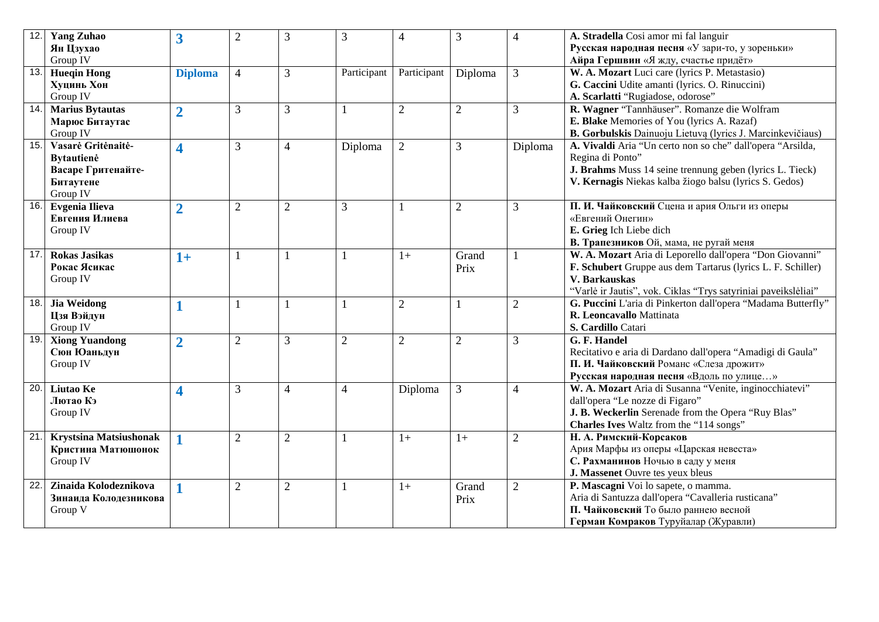| | | | | | | | | | |
|---|---|---|---|---|---|---|---|---|---|
| 12. | **Yang Zuhao**<br>**Ян Цзухао**<br>Group IV | **3** | 2 | 3 | 3 | 4 | 3 | 4 | **A. Stradella** Cosi amor mi fal languir<br>**Русская народная песня** «У зари-то, у зореньки»<br>**Айра Гершвин** «Я жду, счастье придёт» |
| 13. | **Hueqin Hong**<br>**Хуцинь Хон**<br>Group IV | **Diploma** | 4 | 3 | Participant | Participant | Diploma | 3 | **W. A. Mozart** Luci care (lyrics P. Metastasio)<br>**G. Caccini** Udite amanti (lyrics. O. Rinuccini)<br>**A. Scarlatti** "Rugiadose, odorose" |
| 14. | **Marius Bytautas**<br>**Марюс Битаутас**<br>Group IV | **2** | 3 | 3 | 1 | 2 | 2 | 3 | **R. Wagner** "Tannhäuser". Romanze die Wolfram<br>**E. Blake** Memories of You (lyrics A. Razaf)<br>**B. Gorbulskis** Dainuoju Lietuvą (lyrics J. Marcinkevičiaus) |
| 15. | **Vasarė Gritėnaitė-Bytautienė**<br>**Васаре Гритенайте-Битаутене**<br>Group IV | **4** | 3 | 4 | Diploma | 2 | 3 | Diploma | **A. Vivaldi** Aria "Un certo non so che" dall'opera "Arsilda, Regina di Ponto"<br>**J. Brahms** Muss 14 seine trennung geben (lyrics L. Tieck)<br>**V. Kernagis** Niekas kalba žiogo balsu (lyrics S. Gedos) |
| 16. | **Evgenia Ilieva**<br>**Евгения Илиева**<br>Group IV | **2** | 2 | 2 | 3 | 1 | 2 | 3 | **П. И. Чайковский** Сцена и ария Ольги из оперы «Евгений Онегин»<br>**E. Grieg** Ich Liebe dich<br>**В. Трапезников** Ой, мама, не ругай меня |
| 17. | **Rokas Jasikas**<br>**Рокас Ясикас**<br>Group IV | **1+** | 1 | 1 | 1 | 1+ | Grand Prix | 1 | **W. A. Mozart** Aria di Leporello dall'opera "Don Giovanni"<br>**F. Schubert** Gruppe aus dem Tartarus (lyrics L. F. Schiller)<br>**V. Barkauskas**<br>"Varlė ir Jautis", vok. Ciklas "Trys satyriniai paveikslėliai" |
| 18. | **Jia Weidong**<br>**Цзя Вэйдун**<br>Group IV | **1** | 1 | 1 | 1 | 2 | 1 | 2 | **G. Puccini** L'aria di Pinkerton dall'opera "Madama Butterfly"<br>**R. Leoncavallo** Mattinata<br>**S. Cardillo** Catari |
| 19. | **Xiong Yuandong**<br>**Сюн Юаньдун**<br>Group IV | **2** | 2 | 3 | 2 | 2 | 2 | 3 | **G. F. Handel**<br>Recitativo e aria di Dardano dall'opera "Amadigi di Gaula"<br>**П. И. Чайковский** Романс «Слеза дрожит»<br>**Русская народная песня** «Вдоль по улице…» |
| 20. | **Liutao Ke**<br>**Лютао Кэ**<br>Group IV | **4** | 3 | 4 | 4 | Diploma | 3 | 4 | **W. A. Mozart** Aria di Susanna "Venite, inginocchiatevi" dall'opera "Le nozze di Figaro"<br>**J. B. Weckerlin** Serenade from the Opera "Ruy Blas"<br>**Charles Ives** Waltz from the "114 songs" |
| 21. | **Krystsina Matsiushonak**<br>**Кристина Матюшонок**<br>Group IV | **1** | 2 | 2 | 1 | 1+ | 1+ | 2 | **Н. А. Римский-Корсаков**<br>Ария Марфы из оперы «Царская невеста»<br>**С. Рахманинов** Ночью в саду у меня<br>**J. Massenet** Ouvre tes yeux bleus |
| 22. | **Zinaida Kolodeznikova**<br>**Зинаида Колодезникова**<br>Group V | **1** | 2 | 2 | 1 | 1+ | Grand Prix | 2 | **P. Mascagni** Voi lo sapete, o mamma.<br>Aria di Santuzza dall'opera "Cavalleria rusticana"<br>**П. Чайковский** То было раннею весной<br>**Герман Комраков** Туруйалар (Журавли) |